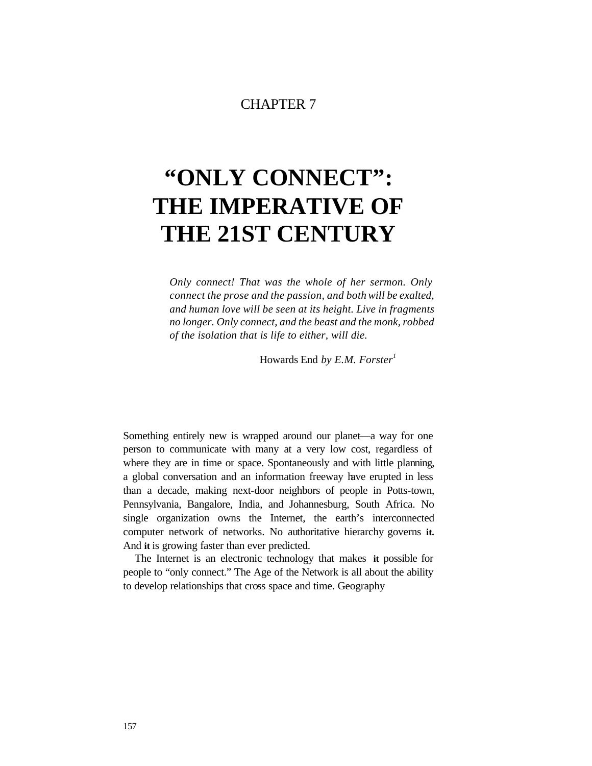CHAPTER 7

# "ONLY CONNECT": THE IMPERATIVE OF THE 21ST CENTURY

*Only connect! That was the whole of her sermon. Only connect the prose and the passion, and both will be exalted, and human love will be seen at its height. Live in fragments no longer. Only connect, and the beast and the monk, robbed of the isolation that is life to either, will die.*

Howards End *by E.M. Forster*[1]

Something entirely new is wrapped around our planet—a way for one person to communicate with many at a very low cost, regardless of where they are in time or space. Spontaneously and with little planning, a global conversation and an information freeway have erupted in less than a decade, making next-door neighbors of people in Potts-town, Pennsylvania, Bangalore, India, and Johannesburg, South Africa. No single organization owns the Internet, the earth's interconnected computer network of networks. No authoritative hierarchy governs it. And it is growing faster than ever predicted.

The Internet is an electronic technology that makes it possible for people to "only connect." The Age of the Network is all about the ability to develop relationships that cross space and time. Geography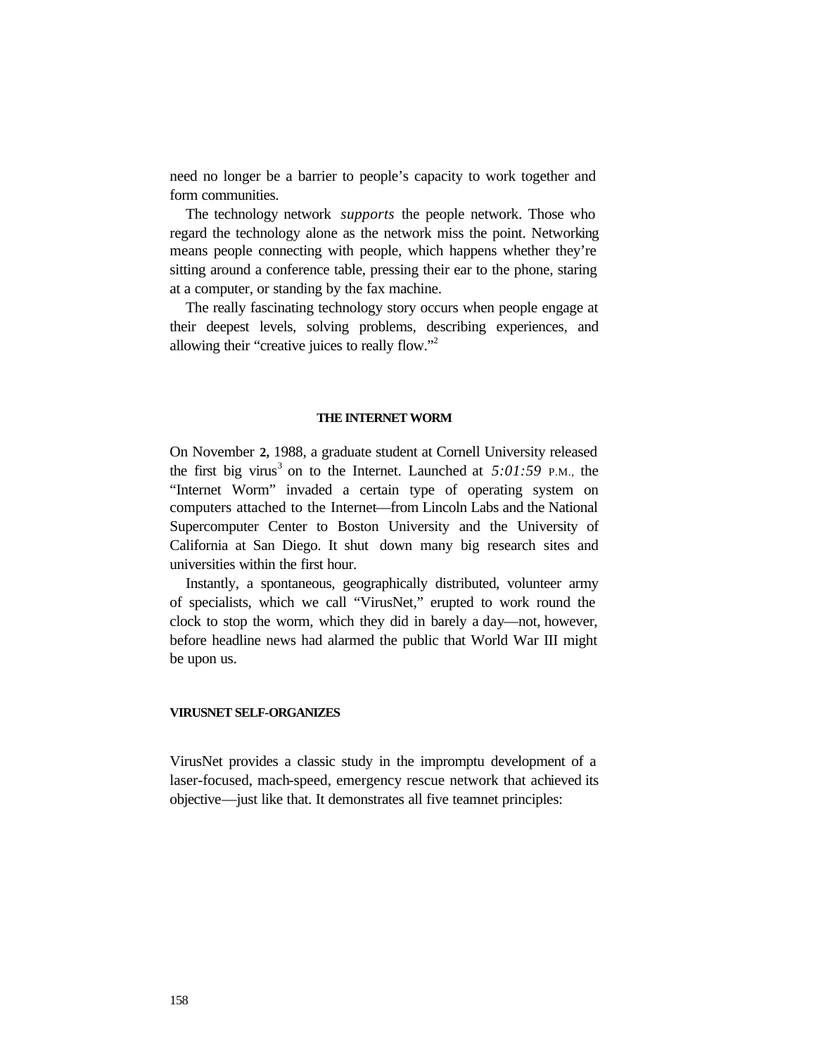need no longer be a barrier to people's capacity to work together and form communities.

The technology network *supports* the people network. Those who regard the technology alone as the network miss the point. Networking means people connecting with people, which happens whether they're sitting around a conference table, pressing their ear to the phone, staring at a computer, or standing by the fax machine.

The really fascinating technology story occurs when people engage at their deepest levels, solving problems, describing experiences, and allowing their "creative juices to really flow."[2]

## THE INTERNET WORM

On November **2,** 1988, a graduate student at Cornell University released the first big virus[3] on to the Internet. Launched at *5:01:59* P.M., the "Internet Worm" invaded a certain type of operating system on computers attached to the Internet—from Lincoln Labs and the National Supercomputer Center to Boston University and the University of California at San Diego. It shut down many big research sites and universities within the first hour.

Instantly, a spontaneous, geographically distributed, volunteer army of specialists, which we call "VirusNet," erupted to work round the clock to stop the worm, which they did in barely a day—not, however, before headline news had alarmed the public that World War III might be upon us.

### VIRUSNET SELF-ORGANIZES

VirusNet provides a classic study in the impromptu development of a laser-focused, mach-speed, emergency rescue network that achieved its objective—just like that. It demonstrates all five teamnet principles: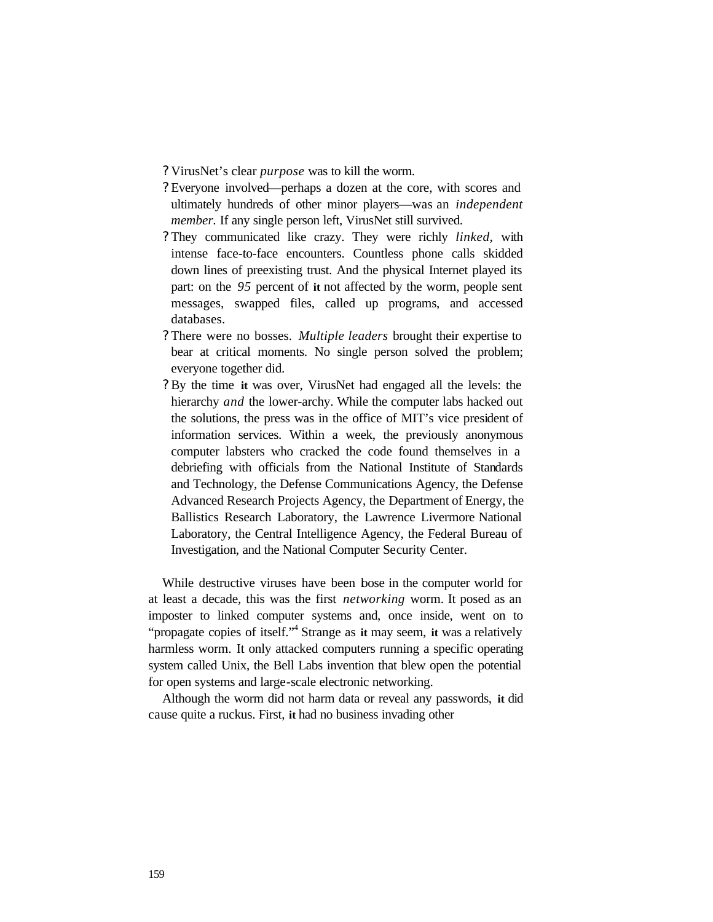- VirusNet's clear *purpose* was to kill the worm.
- Everyone involved—perhaps a dozen at the core, with scores and ultimately hundreds of other minor players—was an *independent member.* If any single person left, VirusNet still survived.
- They communicated like crazy. They were richly *linked*, with intense face-to-face encounters. Countless phone calls skidded down lines of preexisting trust. And the physical Internet played its part: on the *95* percent of **it** not affected by the worm, people sent messages, swapped files, called up programs, and accessed databases.
- There were no bosses. *Multiple leaders* brought their expertise to bear at critical moments. No single person solved the problem; everyone together did.
- By the time **it** was over, VirusNet had engaged all the levels: the hierarchy *and* the lower-archy. While the computer labs hacked out the solutions, the press was in the office of MIT's vice president of information services. Within a week, the previously anonymous computer labsters who cracked the code found themselves in a debriefing with officials from the National Institute of Standards and Technology, the Defense Communications Agency, the Defense Advanced Research Projects Agency, the Department of Energy, the Ballistics Research Laboratory, the Lawrence Livermore National Laboratory, the Central Intelligence Agency, the Federal Bureau of Investigation, and the National Computer Security Center.

While destructive viruses have been loose in the computer world for at least a decade, this was the first *networking* worm. It posed as an imposter to linked computer systems and, once inside, went on to "propagate copies of itself."[4] Strange as **it** may seem, **it** was a relatively harmless worm. It only attacked computers running a specific operating system called Unix, the Bell Labs invention that blew open the potential for open systems and large-scale electronic networking.

Although the worm did not harm data or reveal any passwords, **it** did cause quite a ruckus. First, **it** had no business invading other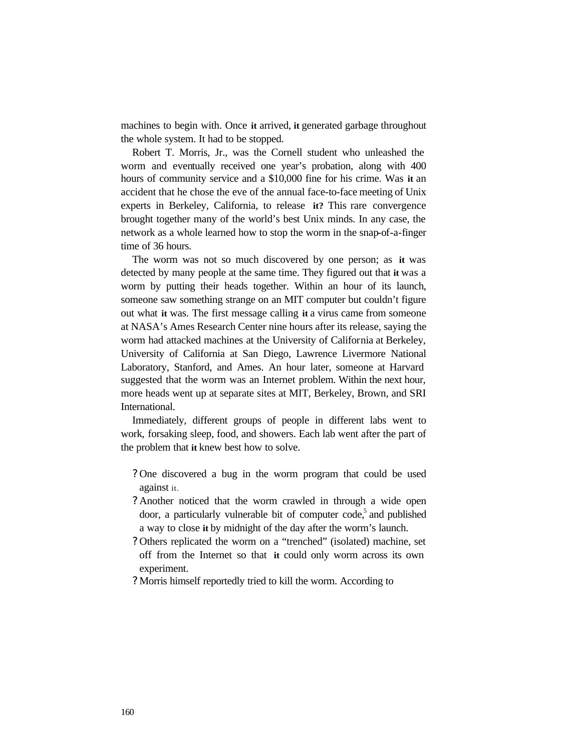machines to begin with. Once **it** arrived, **it** generated garbage throughout the whole system. It had to be stopped.

Robert T. Morris, Jr., was the Cornell student who unleashed the worm and eventually received one year's probation, along with 400 hours of community service and a $10,000 fine for his crime. Was **it** an accident that he chose the eve of the annual face-to-face meeting of Unix experts in Berkeley, California, to release **it?** This rare convergence brought together many of the world's best Unix minds. In any case, the network as a whole learned how to stop the worm in the snap-of-a-finger time of 36 hours.

The worm was not so much discovered by one person; as **it** was detected by many people at the same time. They figured out that **it** was a worm by putting their heads together. Within an hour of its launch, someone saw something strange on an MIT computer but couldn't figure out what **it** was. The first message calling **it** a virus came from someone at NASA's Ames Research Center nine hours after its release, saying the worm had attacked machines at the University of California at Berkeley, University of California at San Diego, Lawrence Livermore National Laboratory, Stanford, and Ames. An hour later, someone at Harvard suggested that the worm was an Internet problem. Within the next hour, more heads went up at separate sites at MIT, Berkeley, Brown, and SRI International.

Immediately, different groups of people in different labs went to work, forsaking sleep, food, and showers. Each lab went after the part of the problem that **it** knew best how to solve.

- One discovered a bug in the worm program that could be used against it.
- Another noticed that the worm crawled in through a wide open door, a particularly vulnerable bit of computer code,[5] and published a way to close **it** by midnight of the day after the worm's launch.
- Others replicated the worm on a "trenched" (isolated) machine, set off from the Internet so that **it** could only worm across its own experiment.
- Morris himself reportedly tried to kill the worm. According to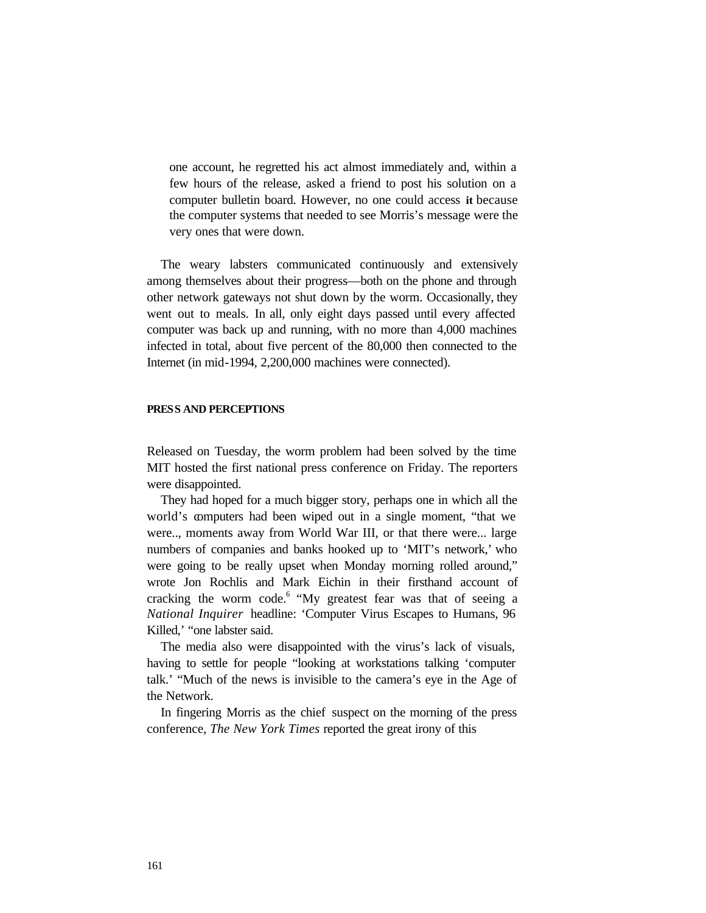one account, he regretted his act almost immediately and, within a few hours of the release, asked a friend to post his solution on a computer bulletin board. However, no one could access **it** because the computer systems that needed to see Morris's message were the very ones that were down.

The weary labsters communicated continuously and extensively among themselves about their progress—both on the phone and through other network gateways not shut down by the worm. Occasionally, they went out to meals. In all, only eight days passed until every affected computer was back up and running, with no more than 4,000 machines infected in total, about five percent of the 80,000 then connected to the Internet (in mid-1994, 2,200,000 machines were connected).

## PRESS AND PERCEPTIONS

Released on Tuesday, the worm problem had been solved by the time MIT hosted the first national press conference on Friday. The reporters were disappointed.

They had hoped for a much bigger story, perhaps one in which all the world's computers had been wiped out in a single moment, "that we were.., moments away from World War III, or that there were... large numbers of companies and banks hooked up to 'MIT's network,' who were going to be really upset when Monday morning rolled around," wrote Jon Rochlis and Mark Eichin in their firsthand account of cracking the worm code.[6] "My greatest fear was that of seeing a *National Inquirer* headline: 'Computer Virus Escapes to Humans, 96 Killed,' "one labster said.

The media also were disappointed with the virus's lack of visuals, having to settle for people "looking at workstations talking 'computer talk.' "Much of the news is invisible to the camera's eye in the Age of the Network.

In fingering Morris as the chief suspect on the morning of the press conference, *The New York Times* reported the great irony of this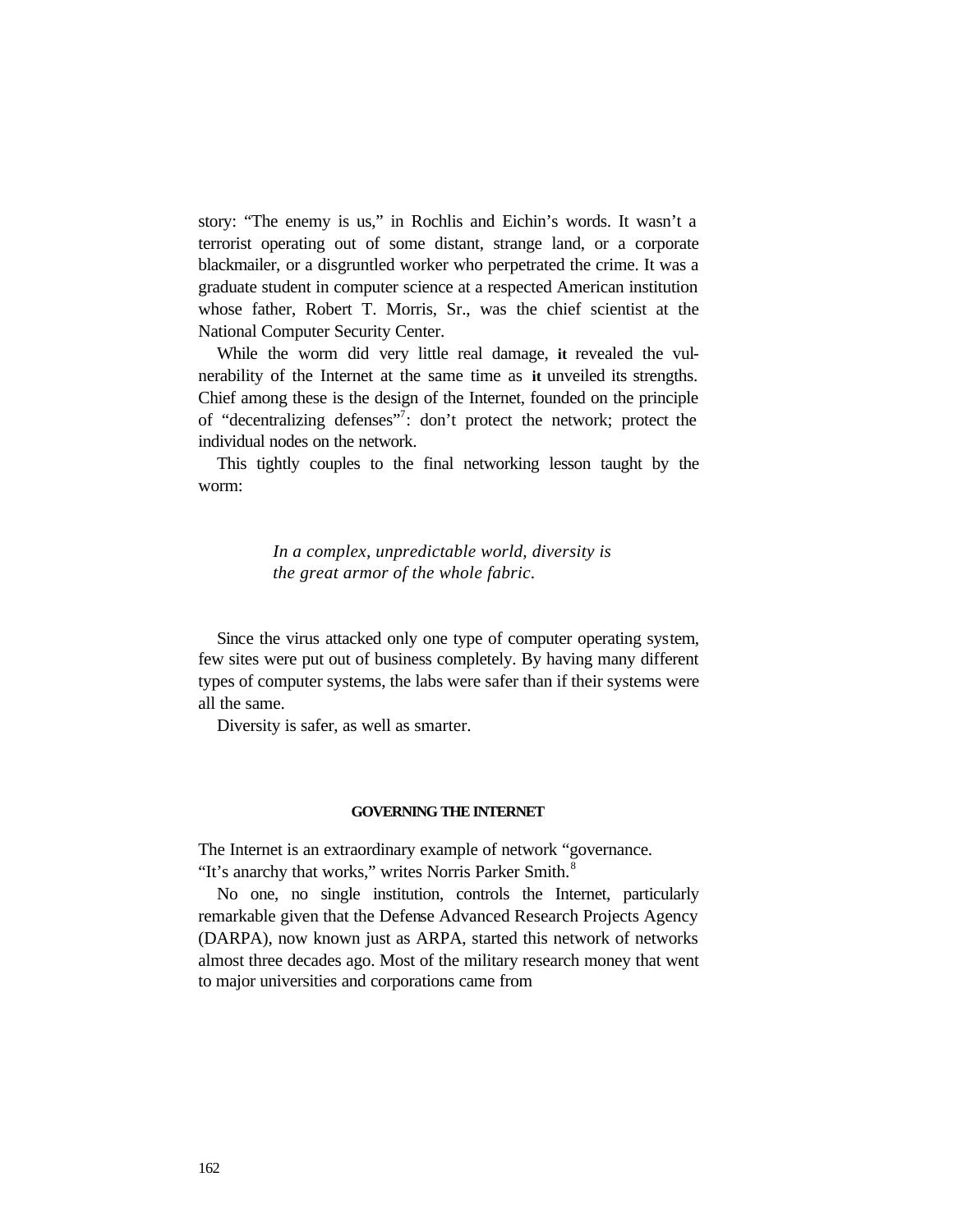story: “The enemy is us,” in Rochlis and Eichin’s words. It wasn’t a terrorist operating out of some distant, strange land, or a corporate blackmailer, or a disgruntled worker who perpetrated the crime. It was a graduate student in computer science at a respected American institution whose father, Robert T. Morris, Sr., was the chief scientist at the National Computer Security Center.

While the worm did very little real damage, **it** revealed the vulnerability of the Internet at the same time as **it** unveiled its strengths. Chief among these is the design of the Internet, founded on the principle of “decentralizing defenses”[7]: don’t protect the network; protect the individual nodes on the network.

This tightly couples to the final networking lesson taught by the worm:

> *In a complex, unpredictable world, diversity is the great armor of the whole fabric.*

Since the virus attacked only one type of computer operating system, few sites were put out of business completely. By having many different types of computer systems, the labs were safer than if their systems were all the same.

Diversity is safer, as well as smarter.

## GOVERNING THE INTERNET

The Internet is an extraordinary example of network “governance.
“It’s anarchy that works,” writes Norris Parker Smith.[8]

No one, no single institution, controls the Internet, particularly remarkable given that the Defense Advanced Research Projects Agency (DARPA), now known just as ARPA, started this network of networks almost three decades ago. Most of the military research money that went to major universities and corporations came from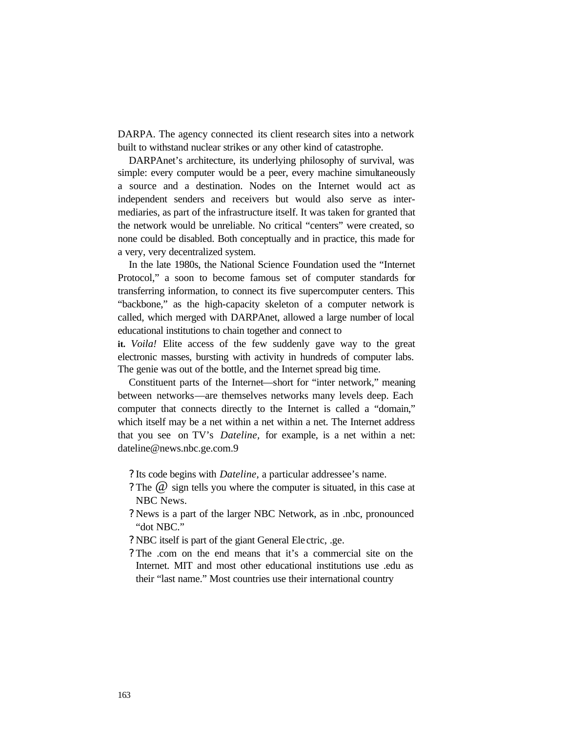DARPA. The agency connected its client research sites into a network built to withstand nuclear strikes or any other kind of catastrophe.

DARPAnet's architecture, its underlying philosophy of survival, was simple: every computer would be a peer, every machine simultaneously a source and a destination. Nodes on the Internet would act as independent senders and receivers but would also serve as intermediaries, as part of the infrastructure itself. It was taken for granted that the network would be unreliable. No critical "centers" were created, so none could be disabled. Both conceptually and in practice, this made for a very, very decentralized system.

In the late 1980s, the National Science Foundation used the "Internet Protocol," a soon to become famous set of computer standards for transferring information, to connect its five supercomputer centers. This "backbone," as the high-capacity skeleton of a computer network is called, which merged with DARPAnet, allowed a large number of local educational institutions to chain together and connect to it. *Voila!* Elite access of the few suddenly gave way to the great electronic masses, bursting with activity in hundreds of computer labs. The genie was out of the bottle, and the Internet spread big time.

Constituent parts of the Internet—short for "inter network," meaning between networks—are themselves networks many levels deep. Each computer that connects directly to the Internet is called a "domain," which itself may be a net within a net within a net. The Internet address that you see on TV's *Dateline*, for example, is a net within a net: dateline@news.nbc.ge.com.9

- Its code begins with *Dateline*, a particular addressee's name.
- The @ sign tells you where the computer is situated, in this case at NBC News.
- News is a part of the larger NBC Network, as in .nbc, pronounced "dot NBC."
- NBC itself is part of the giant General Electric, .ge.
- The .com on the end means that it's a commercial site on the Internet. MIT and most other educational institutions use .edu as their "last name." Most countries use their international country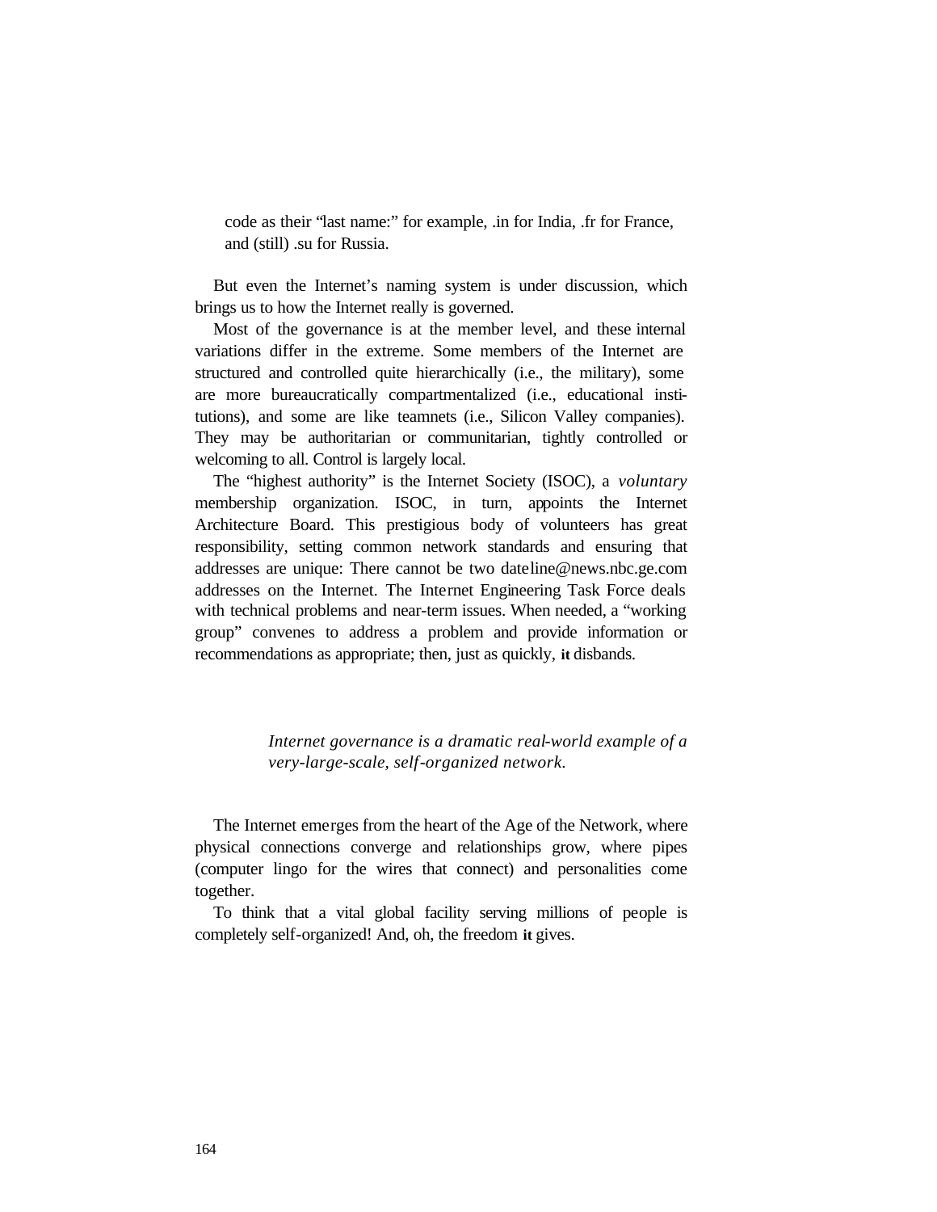code as their "last name:" for example, .in for India, .fr for France, and (still) .su for Russia.

But even the Internet's naming system is under discussion, which brings us to how the Internet really is governed.

Most of the governance is at the member level, and these internal variations differ in the extreme. Some members of the Internet are structured and controlled quite hierarchically (i.e., the military), some are more bureaucratically compartmentalized (i.e., educational institutions), and some are like teamnets (i.e., Silicon Valley companies). They may be authoritarian or communitarian, tightly controlled or welcoming to all. Control is largely local.

The "highest authority" is the Internet Society (ISOC), a *voluntary* membership organization. ISOC, in turn, appoints the Internet Architecture Board. This prestigious body of volunteers has great responsibility, setting common network standards and ensuring that addresses are unique: There cannot be two dateline@news.nbc.ge.com addresses on the Internet. The Internet Engineering Task Force deals with technical problems and near-term issues. When needed, a "working group" convenes to address a problem and provide information or recommendations as appropriate; then, just as quickly, **it** disbands.

*Internet governance is a dramatic real-world example of a very-large-scale, self-organized network.*

The Internet emerges from the heart of the Age of the Network, where physical connections converge and relationships grow, where pipes (computer lingo for the wires that connect) and personalities come together.

To think that a vital global facility serving millions of people is completely self-organized! And, oh, the freedom **it** gives.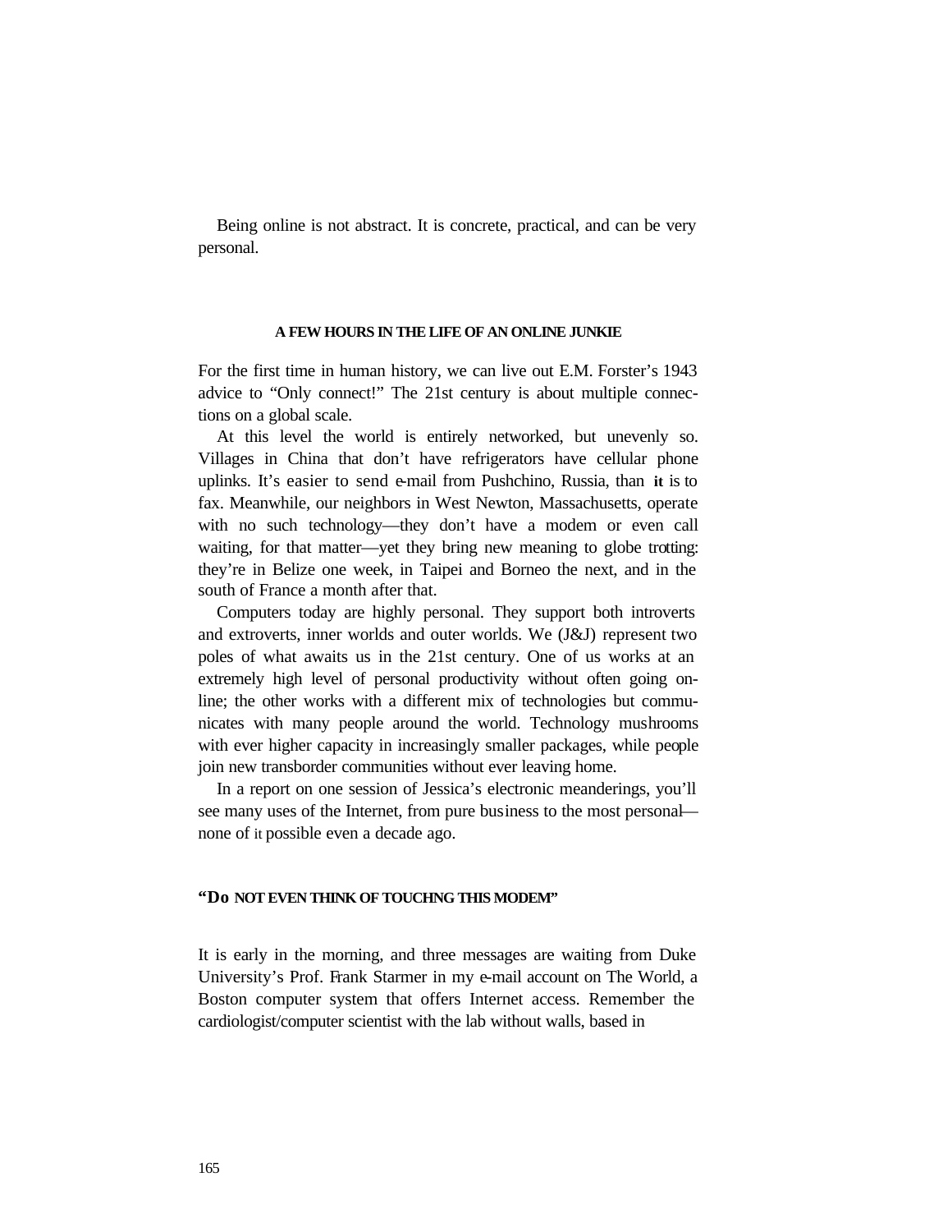Being online is not abstract. It is concrete, practical, and can be very personal.

### A FEW HOURS IN THE LIFE OF AN ONLINE JUNKIE

For the first time in human history, we can live out E.M. Forster's 1943 advice to "Only connect!" The 21st century is about multiple connections on a global scale.

At this level the world is entirely networked, but unevenly so. Villages in China that don't have refrigerators have cellular phone uplinks. It's easier to send e-mail from Pushchino, Russia, than it is to fax. Meanwhile, our neighbors in West Newton, Massachusetts, operate with no such technology—they don't have a modem or even call waiting, for that matter—yet they bring new meaning to globe trotting: they're in Belize one week, in Taipei and Borneo the next, and in the south of France a month after that.

Computers today are highly personal. They support both introverts and extroverts, inner worlds and outer worlds. We (J&J) represent two poles of what awaits us in the 21st century. One of us works at an extremely high level of personal productivity without often going online; the other works with a different mix of technologies but communicates with many people around the world. Technology mushrooms with ever higher capacity in increasingly smaller packages, while people join new transborder communities without ever leaving home.

In a report on one session of Jessica's electronic meanderings, you'll see many uses of the Internet, from pure business to the most personal—none of it possible even a decade ago.

### "DO NOT EVEN THINK OF TOUCHNG THIS MODEM"

It is early in the morning, and three messages are waiting from Duke University's Prof. Frank Starmer in my e-mail account on The World, a Boston computer system that offers Internet access. Remember the cardiologist/computer scientist with the lab without walls, based in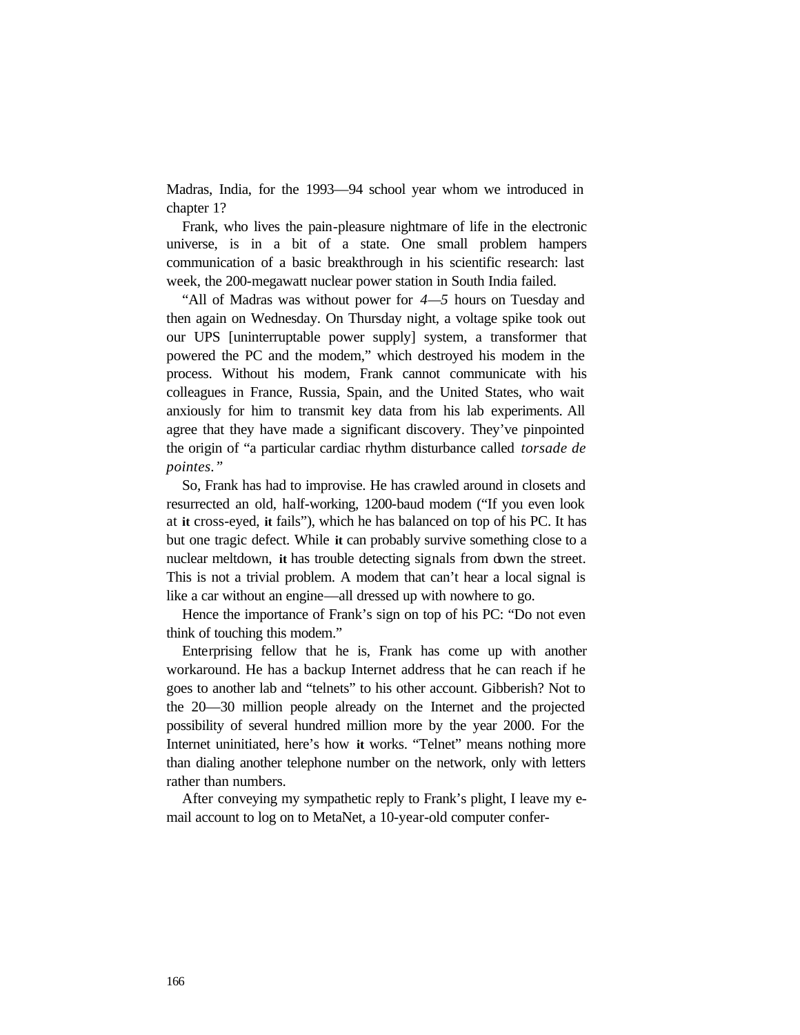Madras, India, for the 1993—94 school year whom we introduced in chapter 1?

Frank, who lives the pain-pleasure nightmare of life in the electronic universe, is in a bit of a state. One small problem hampers communication of a basic breakthrough in his scientific research: last week, the 200-megawatt nuclear power station in South India failed.

"All of Madras was without power for *4—5* hours on Tuesday and then again on Wednesday. On Thursday night, a voltage spike took out our UPS [uninterruptable power supply] system, a transformer that powered the PC and the modem," which destroyed his modem in the process. Without his modem, Frank cannot communicate with his colleagues in France, Russia, Spain, and the United States, who wait anxiously for him to transmit key data from his lab experiments. All agree that they have made a significant discovery. They've pinpointed the origin of "a particular cardiac rhythm disturbance called *torsade de pointes."*

So, Frank has had to improvise. He has crawled around in closets and resurrected an old, half-working, 1200-baud modem ("If you even look at **it** cross-eyed, **it** fails"), which he has balanced on top of his PC. It has but one tragic defect. While **it** can probably survive something close to a nuclear meltdown, **it** has trouble detecting signals from down the street. This is not a trivial problem. A modem that can't hear a local signal is like a car without an engine—all dressed up with nowhere to go.

Hence the importance of Frank's sign on top of his PC: "Do not even think of touching this modem."

Enterprising fellow that he is, Frank has come up with another workaround. He has a backup Internet address that he can reach if he goes to another lab and "telnets" to his other account. Gibberish? Not to the 20—30 million people already on the Internet and the projected possibility of several hundred million more by the year 2000. For the Internet uninitiated, here's how **it** works. "Telnet" means nothing more than dialing another telephone number on the network, only with letters rather than numbers.

After conveying my sympathetic reply to Frank's plight, I leave my e-mail account to log on to MetaNet, a 10-year-old computer confer-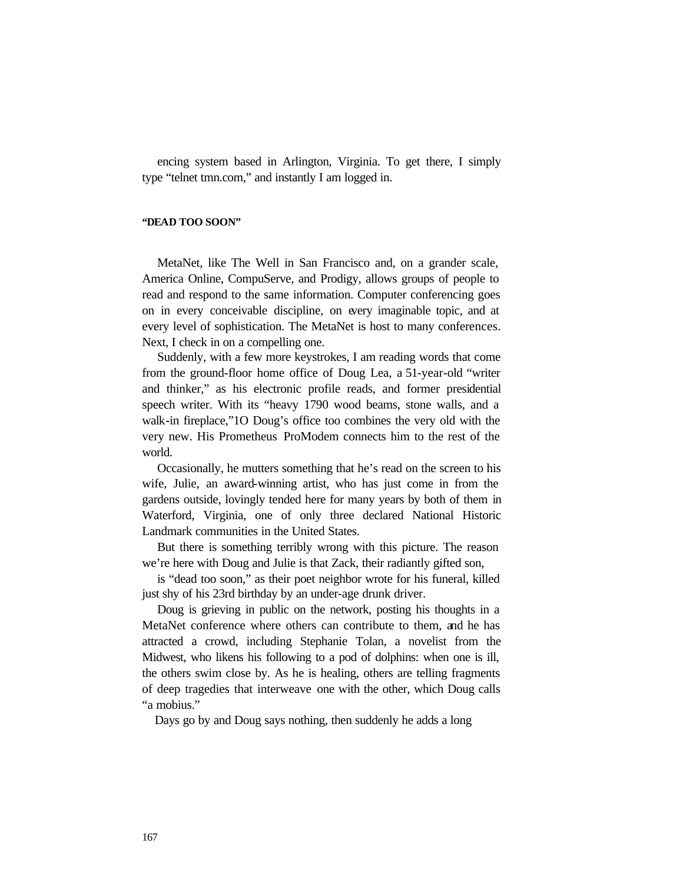encing system based in Arlington, Virginia. To get there, I simply type "telnet tmn.com," and instantly I am logged in.

### "DEAD TOO SOON"

MetaNet, like The Well in San Francisco and, on a grander scale, America Online, CompuServe, and Prodigy, allows groups of people to read and respond to the same information. Computer conferencing goes on in every conceivable discipline, on every imaginable topic, and at every level of sophistication. The MetaNet is host to many conferences. Next, I check in on a compelling one.

Suddenly, with a few more keystrokes, I am reading words that come from the ground-floor home office of Doug Lea, a 51-year-old "writer and thinker," as his electronic profile reads, and former presidential speech writer. With its "heavy 1790 wood beams, stone walls, and a walk-in fireplace,"[10] Doug's office too combines the very old with the very new. His Prometheus ProModem connects him to the rest of the world.

Occasionally, he mutters something that he's read on the screen to his wife, Julie, an award-winning artist, who has just come in from the gardens outside, lovingly tended here for many years by both of them in Waterford, Virginia, one of only three declared National Historic Landmark communities in the United States.

But there is something terribly wrong with this picture. The reason we're here with Doug and Julie is that Zack, their radiantly gifted son, is "dead too soon," as their poet neighbor wrote for his funeral, killed just shy of his 23rd birthday by an under-age drunk driver.

Doug is grieving in public on the network, posting his thoughts in a MetaNet conference where others can contribute to them, and he has attracted a crowd, including Stephanie Tolan, a novelist from the Midwest, who likens his following to a pod of dolphins: when one is ill, the others swim close by. As he is healing, others are telling fragments of deep tragedies that interweave one with the other, which Doug calls "a mobius."

Days go by and Doug says nothing, then suddenly he adds a long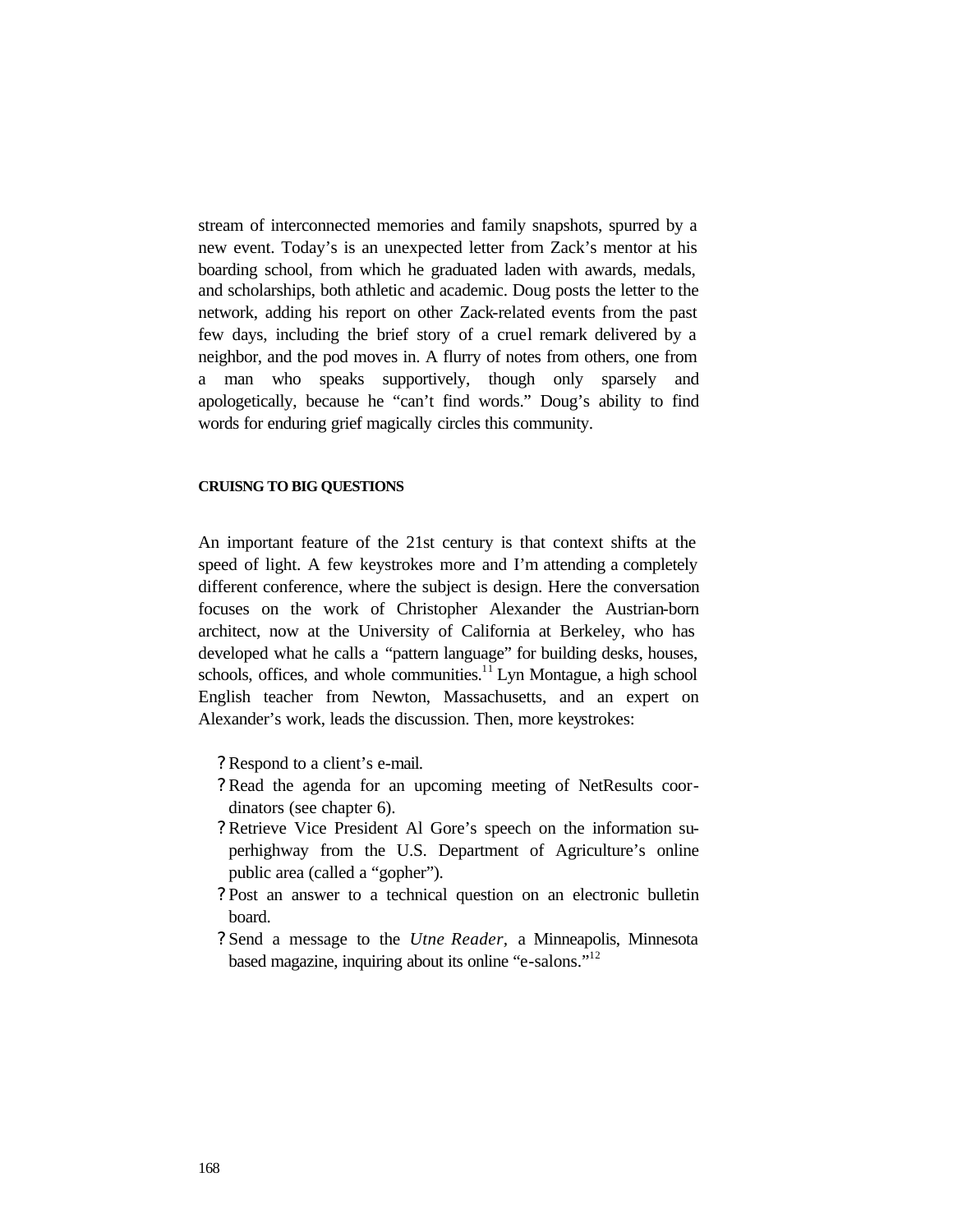stream of interconnected memories and family snapshots, spurred by a new event. Today's is an unexpected letter from Zack's mentor at his boarding school, from which he graduated laden with awards, medals, and scholarships, both athletic and academic. Doug posts the letter to the network, adding his report on other Zack-related events from the past few days, including the brief story of a cruel remark delivered by a neighbor, and the pod moves in. A flurry of notes from others, one from a man who speaks supportively, though only sparsely and apologetically, because he "can't find words." Doug's ability to find words for enduring grief magically circles this community.

#### CRUISNG TO BIG QUESTIONS

An important feature of the 21st century is that context shifts at the speed of light. A few keystrokes more and I'm attending a completely different conference, where the subject is design. Here the conversation focuses on the work of Christopher Alexander the Austrian-born architect, now at the University of California at Berkeley, who has developed what he calls a "pattern language" for building desks, houses, schools, offices, and whole communities.[11] Lyn Montague, a high school English teacher from Newton, Massachusetts, and an expert on Alexander's work, leads the discussion. Then, more keystrokes:

- Respond to a client's e-mail.
- Read the agenda for an upcoming meeting of NetResults coordinators (see chapter 6).
- Retrieve Vice President Al Gore's speech on the information superhighway from the U.S. Department of Agriculture's online public area (called a "gopher").
- Post an answer to a technical question on an electronic bulletin board.
- Send a message to the *Utne Reader,* a Minneapolis, Minnesota based magazine, inquiring about its online "e-salons."[12]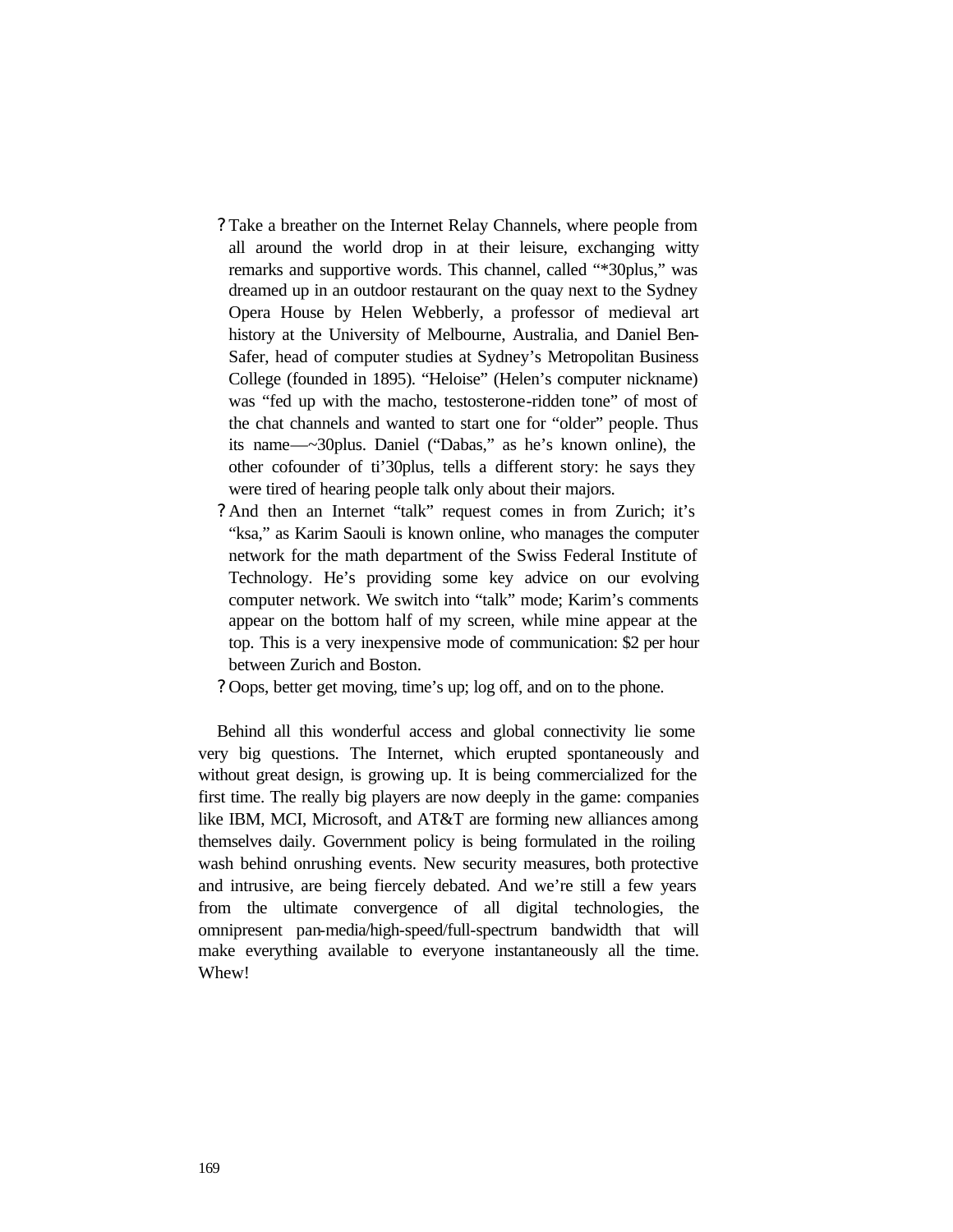- Take a breather on the Internet Relay Channels, where people from all around the world drop in at their leisure, exchanging witty remarks and supportive words. This channel, called "*30plus," was dreamed up in an outdoor restaurant on the quay next to the Sydney Opera House by Helen Webberly, a professor of medieval art history at the University of Melbourne, Australia, and Daniel Ben-Safer, head of computer studies at Sydney's Metropolitan Business College (founded in 1895). "Heloise" (Helen's computer nickname) was "fed up with the macho, testosterone-ridden tone" of most of the chat channels and wanted to start one for "older" people. Thus its name—~30plus. Daniel ("Dabas," as he's known online), the other cofounder of ti'30plus, tells a different story: he says they were tired of hearing people talk only about their majors.
- And then an Internet "talk" request comes in from Zurich; it's "ksa," as Karim Saouli is known online, who manages the computer network for the math department of the Swiss Federal Institute of Technology. He's providing some key advice on our evolving computer network. We switch into "talk" mode; Karim's comments appear on the bottom half of my screen, while mine appear at the top. This is a very inexpensive mode of communication: $2 per hour between Zurich and Boston.
- Oops, better get moving, time's up; log off, and on to the phone.

Behind all this wonderful access and global connectivity lie some very big questions. The Internet, which erupted spontaneously and without great design, is growing up. It is being commercialized for the first time. The really big players are now deeply in the game: companies like IBM, MCI, Microsoft, and AT&T are forming new alliances among themselves daily. Government policy is being formulated in the roiling wash behind onrushing events. New security measures, both protective and intrusive, are being fiercely debated. And we're still a few years from the ultimate convergence of all digital technologies, the omnipresent pan-media/high-speed/full-spectrum bandwidth that will make everything available to everyone instantaneously all the time. Whew!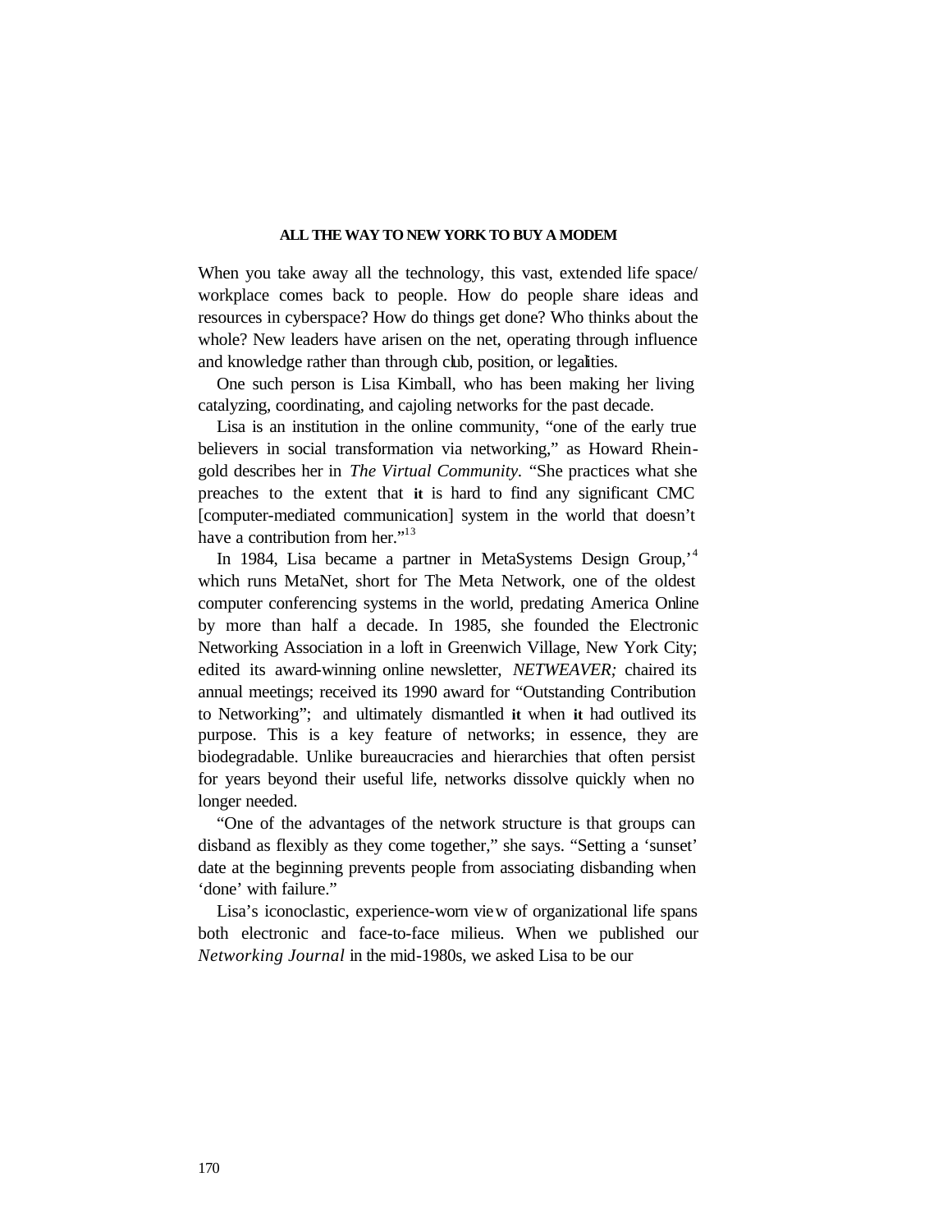### ALL THE WAY TO NEW YORK TO BUY A MODEM

When you take away all the technology, this vast, extended life space/ workplace comes back to people. How do people share ideas and resources in cyberspace? How do things get done? Who thinks about the whole? New leaders have arisen on the net, operating through influence and knowledge rather than through club, position, or legalities.

One such person is Lisa Kimball, who has been making her living catalyzing, coordinating, and cajoling networks for the past decade.

Lisa is an institution in the online community, "one of the early true believers in social transformation via networking," as Howard Rheingold describes her in *The Virtual Community*. "She practices what she preaches to the extent that it is hard to find any significant CMC [computer-mediated communication] system in the world that doesn't have a contribution from her."[13]

In 1984, Lisa became a partner in MetaSystems Design Group,'[4] which runs MetaNet, short for The Meta Network, one of the oldest computer conferencing systems in the world, predating America Online by more than half a decade. In 1985, she founded the Electronic Networking Association in a loft in Greenwich Village, New York City; edited its award-winning online newsletter, *NETWEAVER;* chaired its annual meetings; received its 1990 award for "Outstanding Contribution to Networking"; and ultimately dismantled it when it had outlived its purpose. This is a key feature of networks; in essence, they are biodegradable. Unlike bureaucracies and hierarchies that often persist for years beyond their useful life, networks dissolve quickly when no longer needed.

"One of the advantages of the network structure is that groups can disband as flexibly as they come together," she says. "Setting a 'sunset' date at the beginning prevents people from associating disbanding when 'done' with failure."

Lisa's iconoclastic, experience-worn view of organizational life spans both electronic and face-to-face milieus. When we published our *Networking Journal* in the mid-1980s, we asked Lisa to be our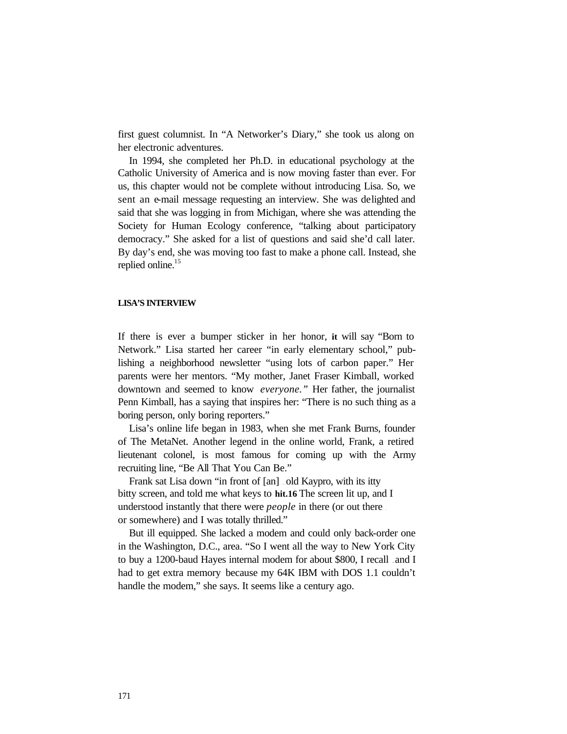first guest columnist. In "A Networker's Diary," she took us along on her electronic adventures.

In 1994, she completed her Ph.D. in educational psychology at the Catholic University of America and is now moving faster than ever. For us, this chapter would not be complete without introducing Lisa. So, we sent an e-mail message requesting an interview. She was delighted and said that she was logging in from Michigan, where she was attending the Society for Human Ecology conference, "talking about participatory democracy." She asked for a list of questions and said she'd call later. By day's end, she was moving too fast to make a phone call. Instead, she replied online.[15]

#### LISA'S INTERVIEW

If there is ever a bumper sticker in her honor, it will say "Born to Network." Lisa started her career "in early elementary school," publishing a neighborhood newsletter "using lots of carbon paper." Her parents were her mentors. "My mother, Janet Fraser Kimball, worked downtown and seemed to know *everyone.*" Her father, the journalist Penn Kimball, has a saying that inspires her: "There is no such thing as a boring person, only boring reporters."

Lisa's online life began in 1983, when she met Frank Burns, founder of The MetaNet. Another legend in the online world, Frank, a retired lieutenant colonel, is most famous for coming up with the Army recruiting line, "Be All That You Can Be."

Frank sat Lisa down "in front of [an] ... old Kaypro, with its itty bitty screen, and told me what keys to hit.[16] The screen lit up, and I understood instantly that there were *people* in there (or out there ... or somewhere) and I was totally thrilled."

But ill equipped. She lacked a modem and could only back-order one in the Washington, D.C., area. "So I went all the way to New York City to buy a 1200-baud Hayes internal modem for about $800, I recall ... and I had to get extra memory because my 64K IBM with DOS 1.1 couldn't handle the modem," she says. It seems like a century ago.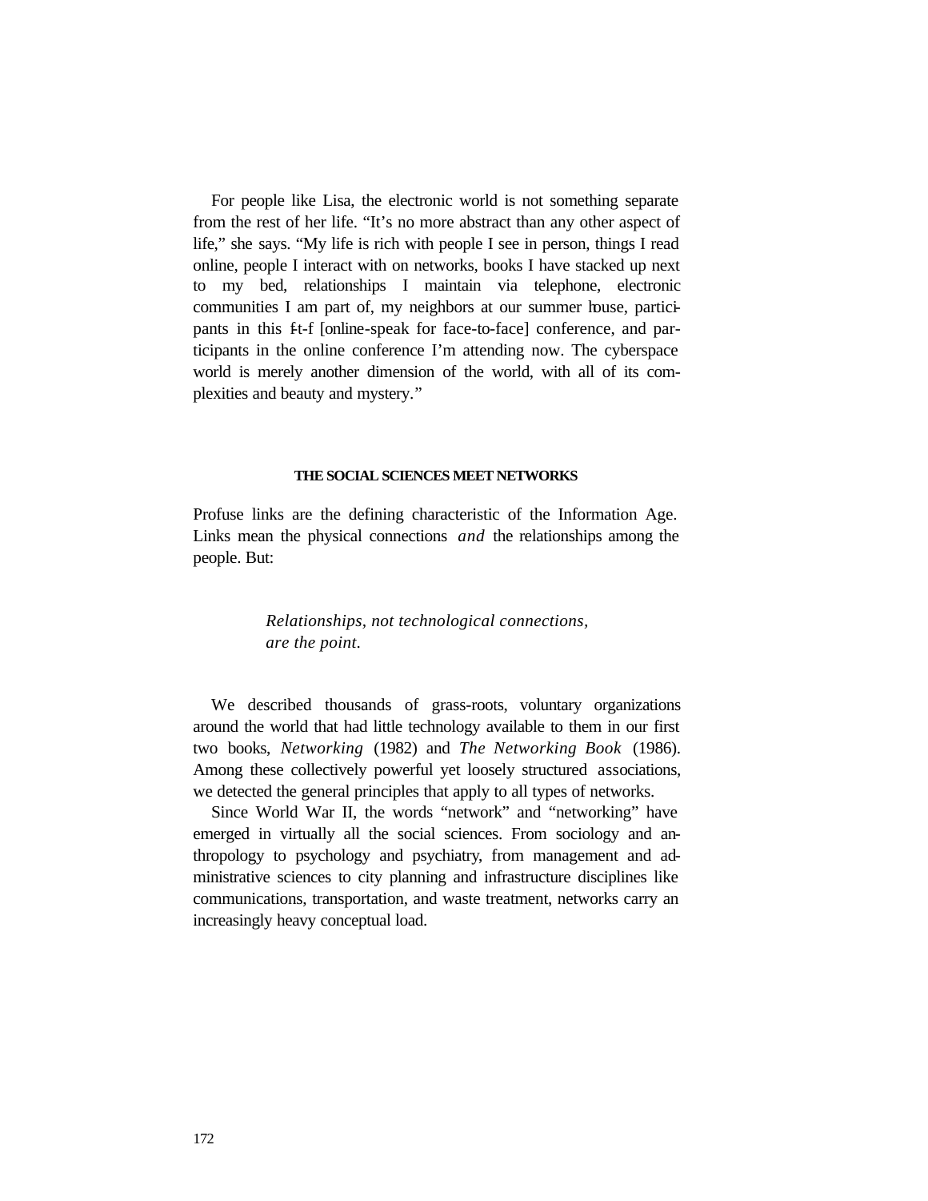For people like Lisa, the electronic world is not something separate from the rest of her life. "It's no more abstract than any other aspect of life," she says. "My life is rich with people I see in person, things I read online, people I interact with on networks, books I have stacked up next to my bed, relationships I maintain via telephone, electronic communities I am part of, my neighbors at our summer house, participants in this f-t-f [online-speak for face-to-face] conference, and participants in the online conference I'm attending now. The cyberspace world is merely another dimension of the world, with all of its complexities and beauty and mystery."

### THE SOCIAL SCIENCES MEET NETWORKS

Profuse links are the defining characteristic of the Information Age. Links mean the physical connections *and* the relationships among the people. But:

> *Relationships, not technological connections, are the point.*

We described thousands of grass-roots, voluntary organizations around the world that had little technology available to them in our first two books, *Networking* (1982) and *The Networking Book* (1986). Among these collectively powerful yet loosely structured associations, we detected the general principles that apply to all types of networks.

Since World War II, the words "network" and "networking" have emerged in virtually all the social sciences. From sociology and anthropology to psychology and psychiatry, from management and administrative sciences to city planning and infrastructure disciplines like communications, transportation, and waste treatment, networks carry an increasingly heavy conceptual load.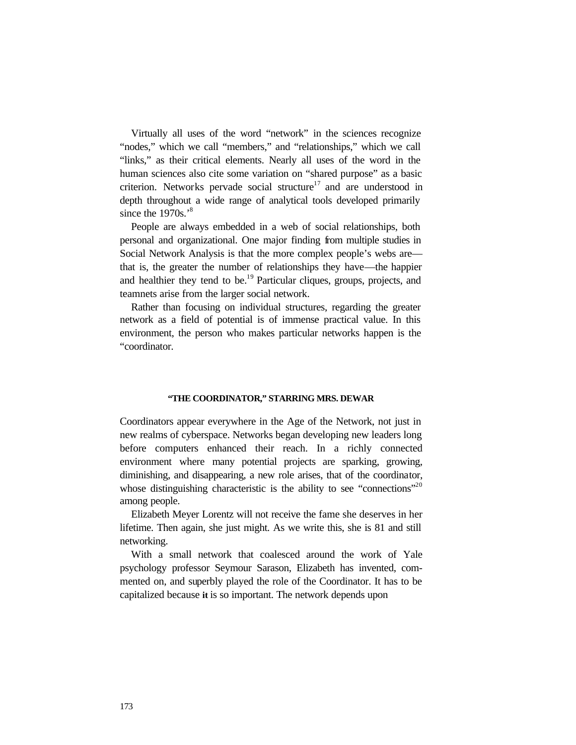Virtually all uses of the word "network" in the sciences recognize "nodes," which we call "members," and "relationships," which we call "links," as their critical elements. Nearly all uses of the word in the human sciences also cite some variation on "shared purpose" as a basic criterion. Networks pervade social structure[17] and are understood in depth throughout a wide range of analytical tools developed primarily since the 1970s.'[8]

People are always embedded in a web of social relationships, both personal and organizational. One major finding from multiple studies in Social Network Analysis is that the more complex people's webs are—that is, the greater the number of relationships they have—the happier and healthier they tend to be.[19] Particular cliques, groups, projects, and teamnets arise from the larger social network.

Rather than focusing on individual structures, regarding the greater network as a field of potential is of immense practical value. In this environment, the person who makes particular networks happen is the "coordinator.

#### "THE COORDINATOR," STARRING MRS. DEWAR

Coordinators appear everywhere in the Age of the Network, not just in new realms of cyberspace. Networks began developing new leaders long before computers enhanced their reach. In a richly connected environment where many potential projects are sparking, growing, diminishing, and disappearing, a new role arises, that of the coordinator, whose distinguishing characteristic is the ability to see "connections"[20] among people.

Elizabeth Meyer Lorentz will not receive the fame she deserves in her lifetime. Then again, she just might. As we write this, she is 81 and still networking.

With a small network that coalesced around the work of Yale psychology professor Seymour Sarason, Elizabeth has invented, commented on, and superbly played the role of the Coordinator. It has to be capitalized because **it** is so important. The network depends upon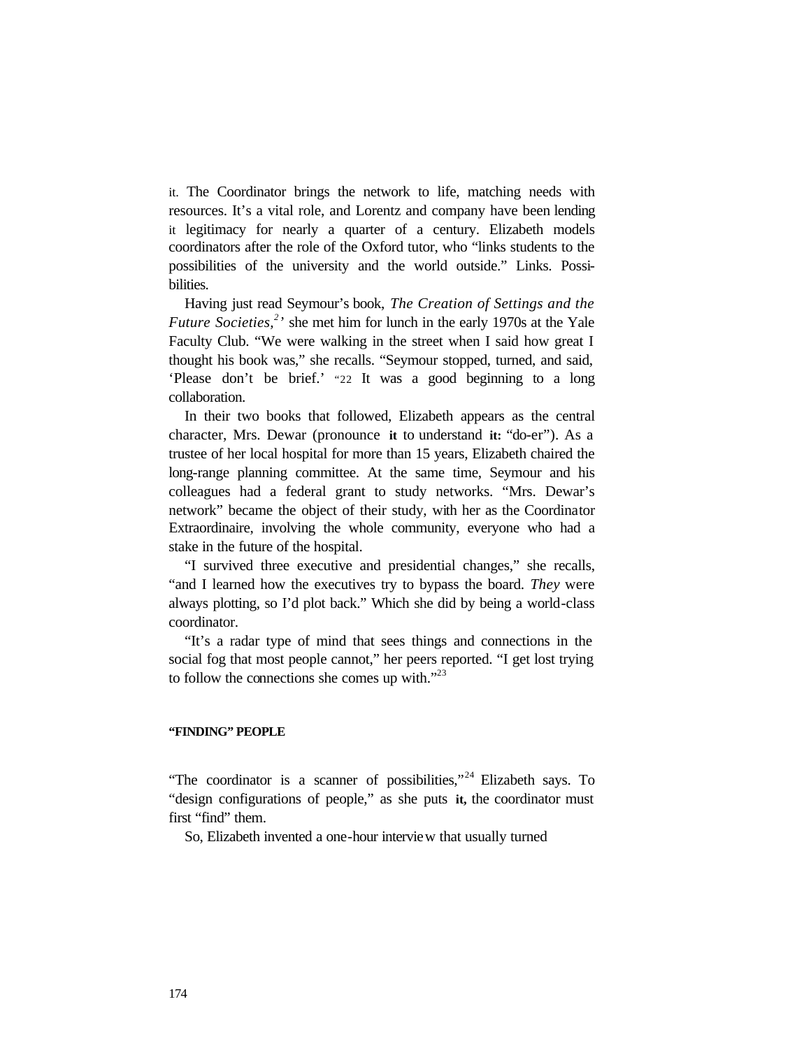it. The Coordinator brings the network to life, matching needs with resources. It's a vital role, and Lorentz and company have been lending it legitimacy for nearly a quarter of a century. Elizabeth models coordinators after the role of the Oxford tutor, who "links students to the possibilities of the university and the world outside." Links. Possibilities.

Having just read Seymour's book, *The Creation of Settings and the Future Societies,*[2] she met him for lunch in the early 1970s at the Yale Faculty Club. "We were walking in the street when I said how great I thought his book was," she recalls. "Seymour stopped, turned, and said, 'Please don't be brief.' "[22] It was a good beginning to a long collaboration.

In their two books that followed, Elizabeth appears as the central character, Mrs. Dewar (pronounce it to understand it: "do-er"). As a trustee of her local hospital for more than 15 years, Elizabeth chaired the long-range planning committee. At the same time, Seymour and his colleagues had a federal grant to study networks. "Mrs. Dewar's network" became the object of their study, with her as the Coordinator Extraordinaire, involving the whole community, everyone who had a stake in the future of the hospital.

"I survived three executive and presidential changes," she recalls, "and I learned how the executives try to bypass the board. *They* were always plotting, so I'd plot back." Which she did by being a world-class coordinator.

"It's a radar type of mind that sees things and connections in the social fog that most people cannot," her peers reported. "I get lost trying to follow the connections she comes up with."[23]

### "FINDING" PEOPLE

"The coordinator is a scanner of possibilities,"[24] Elizabeth says. To "design configurations of people," as she puts it, the coordinator must first "find" them.

So, Elizabeth invented a one-hour interview that usually turned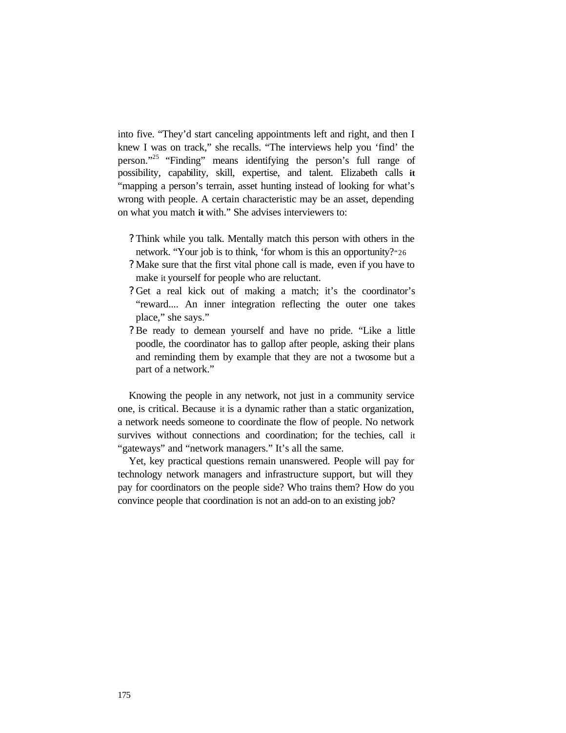into five. "They'd start canceling appointments left and right, and then I knew I was on track," she recalls. "The interviews help you 'find' the person."[25] "Finding" means identifying the person's full range of possibility, capability, skill, expertise, and talent. Elizabeth calls **it** "mapping a person's terrain, asset hunting instead of looking for what's wrong with people. A certain characteristic may be an asset, depending on what you match **it** with." She advises interviewers to:

- Think while you talk. Mentally match this person with others in the network. "Your job is to think, 'for whom is this an opportunity?"[26]
- Make sure that the first vital phone call is made, even if you have to make it yourself for people who are reluctant.
- Get a real kick out of making a match; it's the coordinator's "reward.... An inner integration reflecting the outer one takes place," she says."
- Be ready to demean yourself and have no pride. "Like a little poodle, the coordinator has to gallop after people, asking their plans and reminding them by example that they are not a twosome but a part of a network."

Knowing the people in any network, not just in a community service one, is critical. Because it is a dynamic rather than a static organization, a network needs someone to coordinate the flow of people. No network survives without connections and coordination; for the techies, call it "gateways" and "network managers." It's all the same.

Yet, key practical questions remain unanswered. People will pay for technology network managers and infrastructure support, but will they pay for coordinators on the people side? Who trains them? How do you convince people that coordination is not an add-on to an existing job?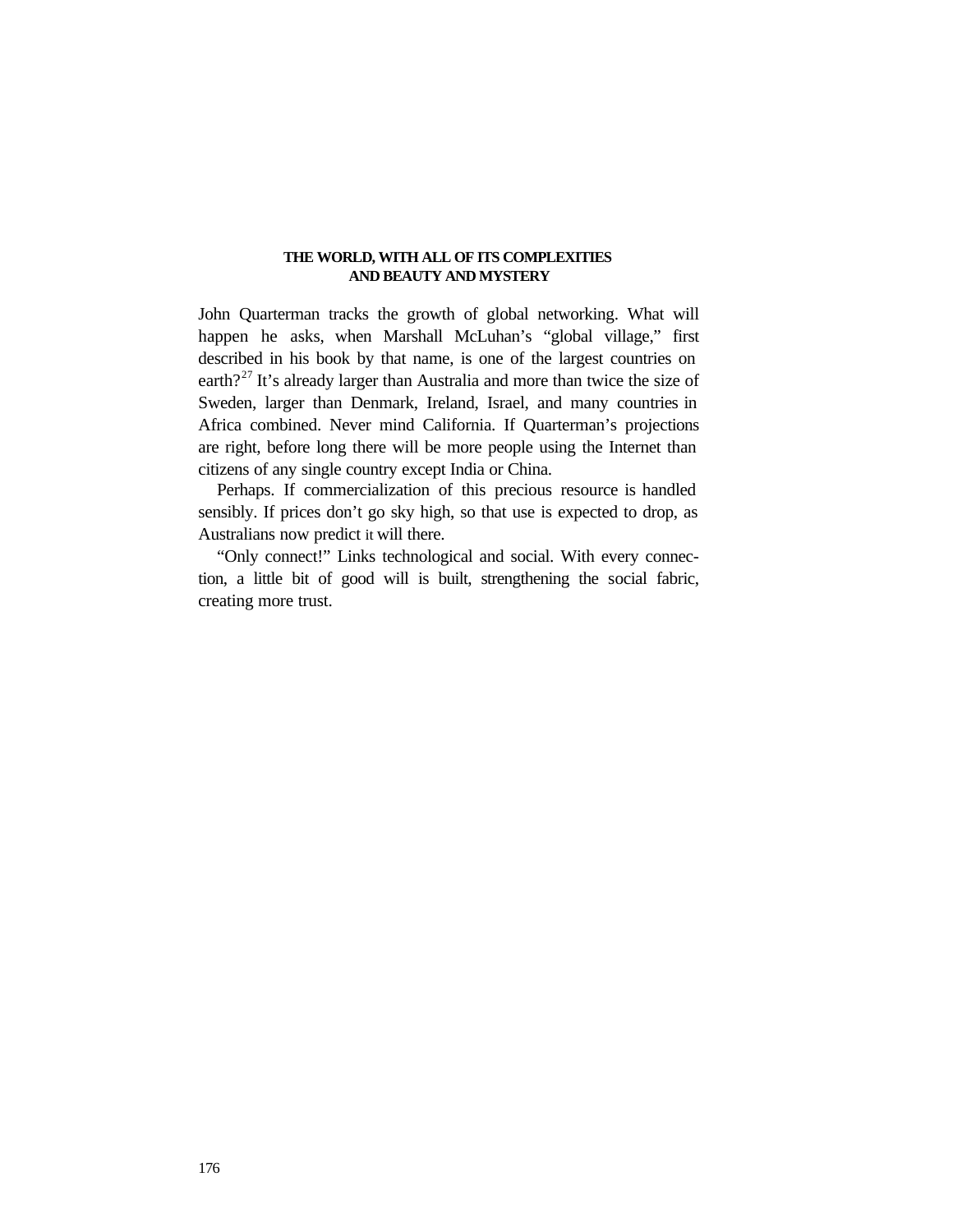## THE WORLD, WITH ALL OF ITS COMPLEXITIES AND BEAUTY AND MYSTERY

John Quarterman tracks the growth of global networking. What will happen he asks, when Marshall McLuhan's "global village," first described in his book by that name, is one of the largest countries on earth?[27] It's already larger than Australia and more than twice the size of Sweden, larger than Denmark, Ireland, Israel, and many countries in Africa combined. Never mind California. If Quarterman's projections are right, before long there will be more people using the Internet than citizens of any single country except India or China.

Perhaps. If commercialization of this precious resource is handled sensibly. If prices don't go sky high, so that use is expected to drop, as Australians now predict it will there.

"Only connect!" Links technological and social. With every connection, a little bit of good will is built, strengthening the social fabric, creating more trust.